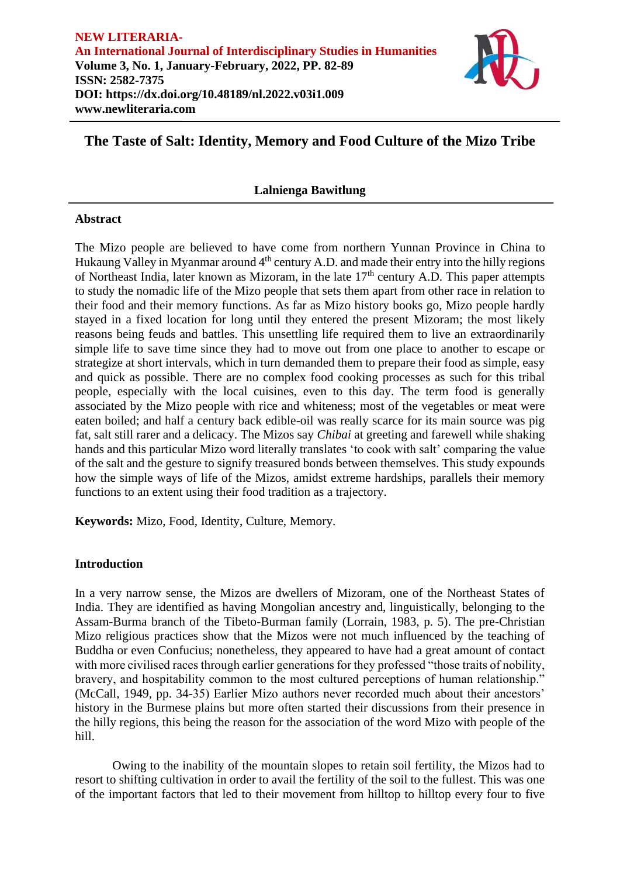**NEW LITERARIA-**
**An International Journal of Interdisciplinary Studies in Humanities**
**Volume 3, No. 1, January-February, 2022, PP. 82-89**
**ISSN: 2582-7375**
**DOI: https://dx.doi.org/10.48189/nl.2022.v03i1.009**
**www.newliteraria.com**

# The Taste of Salt: Identity, Memory and Food Culture of the Mizo Tribe

**Lalnienga Bawitlung**

## Abstract

The Mizo people are believed to have come from northern Yunnan Province in China to Hukaung Valley in Myanmar around 4th century A.D. and made their entry into the hilly regions of Northeast India, later known as Mizoram, in the late 17th century A.D. This paper attempts to study the nomadic life of the Mizo people that sets them apart from other race in relation to their food and their memory functions. As far as Mizo history books go, Mizo people hardly stayed in a fixed location for long until they entered the present Mizoram; the most likely reasons being feuds and battles. This unsettling life required them to live an extraordinarily simple life to save time since they had to move out from one place to another to escape or strategize at short intervals, which in turn demanded them to prepare their food as simple, easy and quick as possible. There are no complex food cooking processes as such for this tribal people, especially with the local cuisines, even to this day. The term food is generally associated by the Mizo people with rice and whiteness; most of the vegetables or meat were eaten boiled; and half a century back edible-oil was really scarce for its main source was pig fat, salt still rarer and a delicacy. The Mizos say *Chibai* at greeting and farewell while shaking hands and this particular Mizo word literally translates 'to cook with salt' comparing the value of the salt and the gesture to signify treasured bonds between themselves. This study expounds how the simple ways of life of the Mizos, amidst extreme hardships, parallels their memory functions to an extent using their food tradition as a trajectory.

**Keywords:** Mizo, Food, Identity, Culture, Memory.

## Introduction

In a very narrow sense, the Mizos are dwellers of Mizoram, one of the Northeast States of India. They are identified as having Mongolian ancestry and, linguistically, belonging to the Assam-Burma branch of the Tibeto-Burman family (Lorrain, 1983, p. 5). The pre-Christian Mizo religious practices show that the Mizos were not much influenced by the teaching of Buddha or even Confucius; nonetheless, they appeared to have had a great amount of contact with more civilised races through earlier generations for they professed "those traits of nobility, bravery, and hospitability common to the most cultured perceptions of human relationship." (McCall, 1949, pp. 34-35) Earlier Mizo authors never recorded much about their ancestors' history in the Burmese plains but more often started their discussions from their presence in the hilly regions, this being the reason for the association of the word Mizo with people of the hill.

Owing to the inability of the mountain slopes to retain soil fertility, the Mizos had to resort to shifting cultivation in order to avail the fertility of the soil to the fullest. This was one of the important factors that led to their movement from hilltop to hilltop every four to five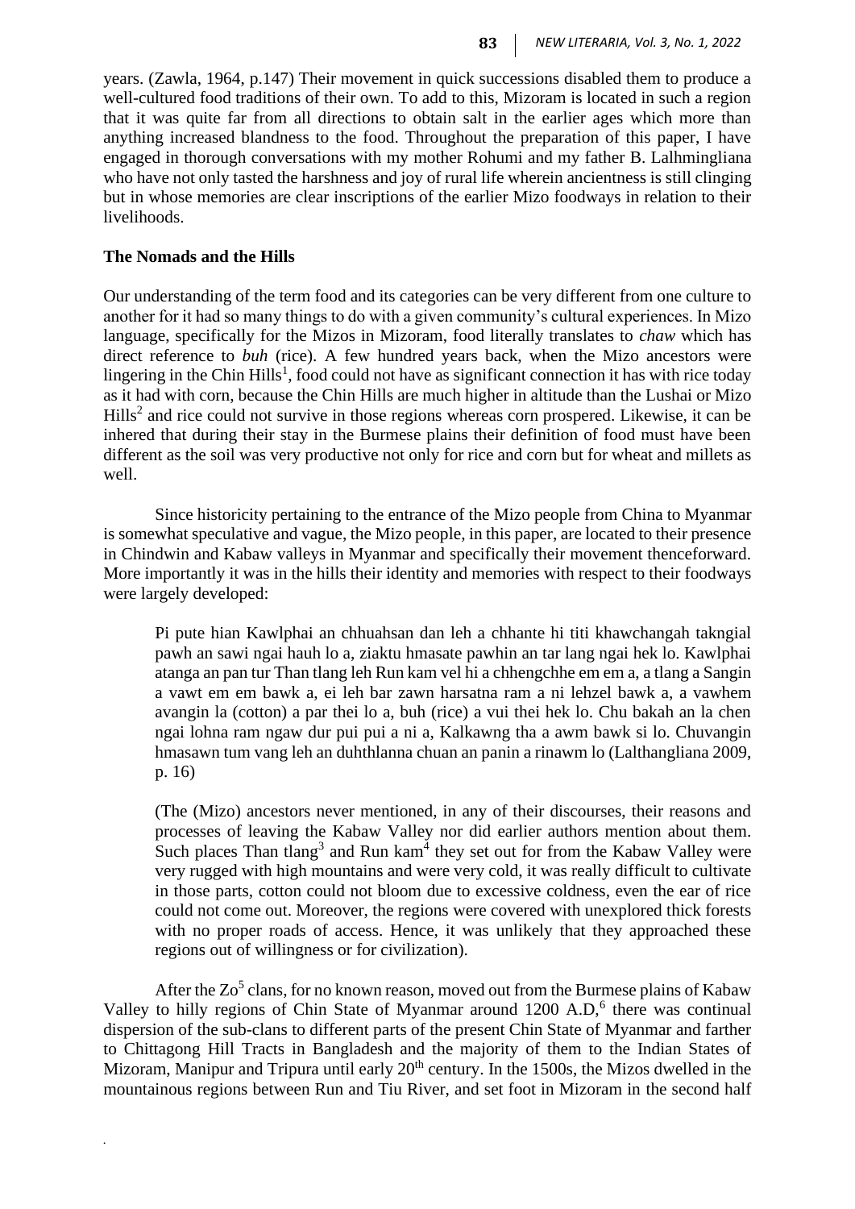years. (Zawla, 1964, p.147) Their movement in quick successions disabled them to produce a well-cultured food traditions of their own. To add to this, Mizoram is located in such a region that it was quite far from all directions to obtain salt in the earlier ages which more than anything increased blandness to the food. Throughout the preparation of this paper, I have engaged in thorough conversations with my mother Rohumi and my father B. Lalhmingliana who have not only tasted the harshness and joy of rural life wherein ancientness is still clinging but in whose memories are clear inscriptions of the earlier Mizo foodways in relation to their livelihoods.

## The Nomads and the Hills

Our understanding of the term food and its categories can be very different from one culture to another for it had so many things to do with a given community's cultural experiences. In Mizo language, specifically for the Mizos in Mizoram, food literally translates to *chaw* which has direct reference to *buh* (rice). A few hundred years back, when the Mizo ancestors were lingering in the Chin Hills[1], food could not have as significant connection it has with rice today as it had with corn, because the Chin Hills are much higher in altitude than the Lushai or Mizo Hills[2] and rice could not survive in those regions whereas corn prospered. Likewise, it can be inhered that during their stay in the Burmese plains their definition of food must have been different as the soil was very productive not only for rice and corn but for wheat and millets as well.

Since historicity pertaining to the entrance of the Mizo people from China to Myanmar is somewhat speculative and vague, the Mizo people, in this paper, are located to their presence in Chindwin and Kabaw valleys in Myanmar and specifically their movement thenceforward. More importantly it was in the hills their identity and memories with respect to their foodways were largely developed:

> Pi pute hian Kawlphai an chhuahsan dan leh a chhante hi titi khawchangah takngial pawh an sawi ngai hauh lo a, ziaktu hmasate pawhin an tar lang ngai hek lo. Kawlphai atanga an pan tur Than tlang leh Run kam vel hi a chhengchhe em em a, a tlang a Sangin a vawt em em bawk a, ei leh bar zawn harsatna ram a ni lehzel bawk a, a vawhem avangin la (cotton) a par thei lo a, buh (rice) a vui thei hek lo. Chu bakah an la chen ngai lohna ram ngaw dur pui pui a ni a, Kalkawng tha a awm bawk si lo. Chuvangin hmasawn tum vang leh an duhthlanna chuan an panin a rinawm lo (Lalthangliana 2009, p. 16)
>
> (The (Mizo) ancestors never mentioned, in any of their discourses, their reasons and processes of leaving the Kabaw Valley nor did earlier authors mention about them. Such places Than tlang[3] and Run kam[4] they set out for from the Kabaw Valley were very rugged with high mountains and were very cold, it was really difficult to cultivate in those parts, cotton could not bloom due to excessive coldness, even the ear of rice could not come out. Moreover, the regions were covered with unexplored thick forests with no proper roads of access. Hence, it was unlikely that they approached these regions out of willingness or for civilization).

After the Zo[5] clans, for no known reason, moved out from the Burmese plains of Kabaw Valley to hilly regions of Chin State of Myanmar around 1200 A.D,[6] there was continual dispersion of the sub-clans to different parts of the present Chin State of Myanmar and farther to Chittagong Hill Tracts in Bangladesh and the majority of them to the Indian States of Mizoram, Manipur and Tripura until early 20th century. In the 1500s, the Mizos dwelled in the mountainous regions between Run and Tiu River, and set foot in Mizoram in the second half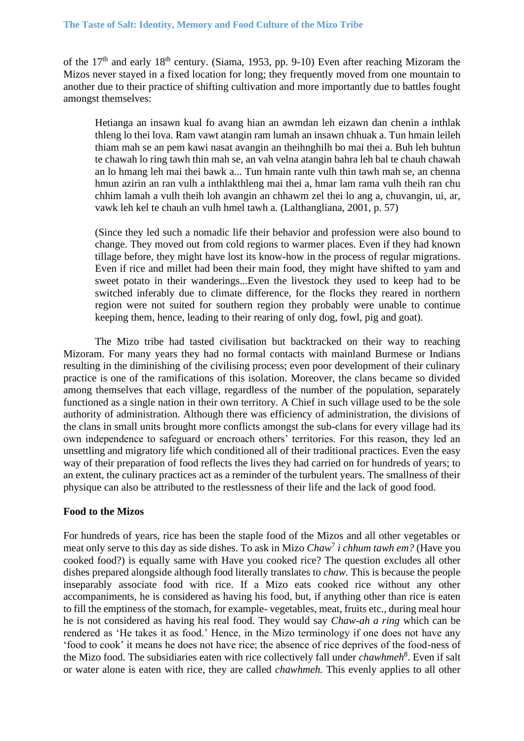of the 17th and early 18th century. (Siama, 1953, pp. 9-10) Even after reaching Mizoram the Mizos never stayed in a fixed location for long; they frequently moved from one mountain to another due to their practice of shifting cultivation and more importantly due to battles fought amongst themselves:

> Hetianga an insawn kual fo avang hian an awmdan leh eizawn dan chenin a inthlak thleng lo thei lova. Ram vawt atangin ram lumah an insawn chhuak a. Tun hmain leileh thiam mah se an pem kawi nasat avangin an theihnghilh bo mai thei a. Buh leh buhtun te chawah lo ring tawh thin mah se, an vah velna atangin bahra leh bal te chauh chawah an lo hmang leh mai thei bawk a... Tun hmain rante vulh thin tawh mah se, an chenna hmun azirin an ran vulh a inthlakthleng mai thei a, hmar lam rama vulh theih ran chu chhim lamah a vulh theih loh avangin an chhawm zel thei lo ang a, chuvangin, ui, ar, vawk leh kel te chauh an vulh hmel tawh a. (Lalthangliana, 2001, p. 57)
>
> (Since they led such a nomadic life their behavior and profession were also bound to change. They moved out from cold regions to warmer places. Even if they had known tillage before, they might have lost its know-how in the process of regular migrations. Even if rice and millet had been their main food, they might have shifted to yam and sweet potato in their wanderings...Even the livestock they used to keep had to be switched inferably due to climate difference, for the flocks they reared in northern region were not suited for southern region they probably were unable to continue keeping them, hence, leading to their rearing of only dog, fowl, pig and goat).

The Mizo tribe had tasted civilisation but backtracked on their way to reaching Mizoram. For many years they had no formal contacts with mainland Burmese or Indians resulting in the diminishing of the civilising process; even poor development of their culinary practice is one of the ramifications of this isolation. Moreover, the clans became so divided among themselves that each village, regardless of the number of the population, separately functioned as a single nation in their own territory. A Chief in such village used to be the sole authority of administration. Although there was efficiency of administration, the divisions of the clans in small units brought more conflicts amongst the sub-clans for every village had its own independence to safeguard or encroach others' territories. For this reason, they led an unsettling and migratory life which conditioned all of their traditional practices. Even the easy way of their preparation of food reflects the lives they had carried on for hundreds of years; to an extent, the culinary practices act as a reminder of the turbulent years. The smallness of their physique can also be attributed to the restlessness of their life and the lack of good food.

**Food to the Mizos**

For hundreds of years, rice has been the staple food of the Mizos and all other vegetables or meat only serve to this day as side dishes. To ask in Mizo *Chaw*[7] *i chhum tawh em?* (Have you cooked food?) is equally same with Have you cooked rice? The question excludes all other dishes prepared alongside although food literally translates to *chaw.* This is because the people inseparably associate food with rice. If a Mizo eats cooked rice without any other accompaniments, he is considered as having his food, but, if anything other than rice is eaten to fill the emptiness of the stomach, for example- vegetables, meat, fruits etc., during meal hour he is not considered as having his real food. They would say *Chaw-ah a ring* which can be rendered as 'He takes it as food.' Hence, in the Mizo terminology if one does not have any 'food to cook' it means he does not have rice; the absence of rice deprives of the food-ness of the Mizo food. The subsidiaries eaten with rice collectively fall under *chawhmeh*[8]. Even if salt or water alone is eaten with rice, they are called *chawhmeh.* This evenly applies to all other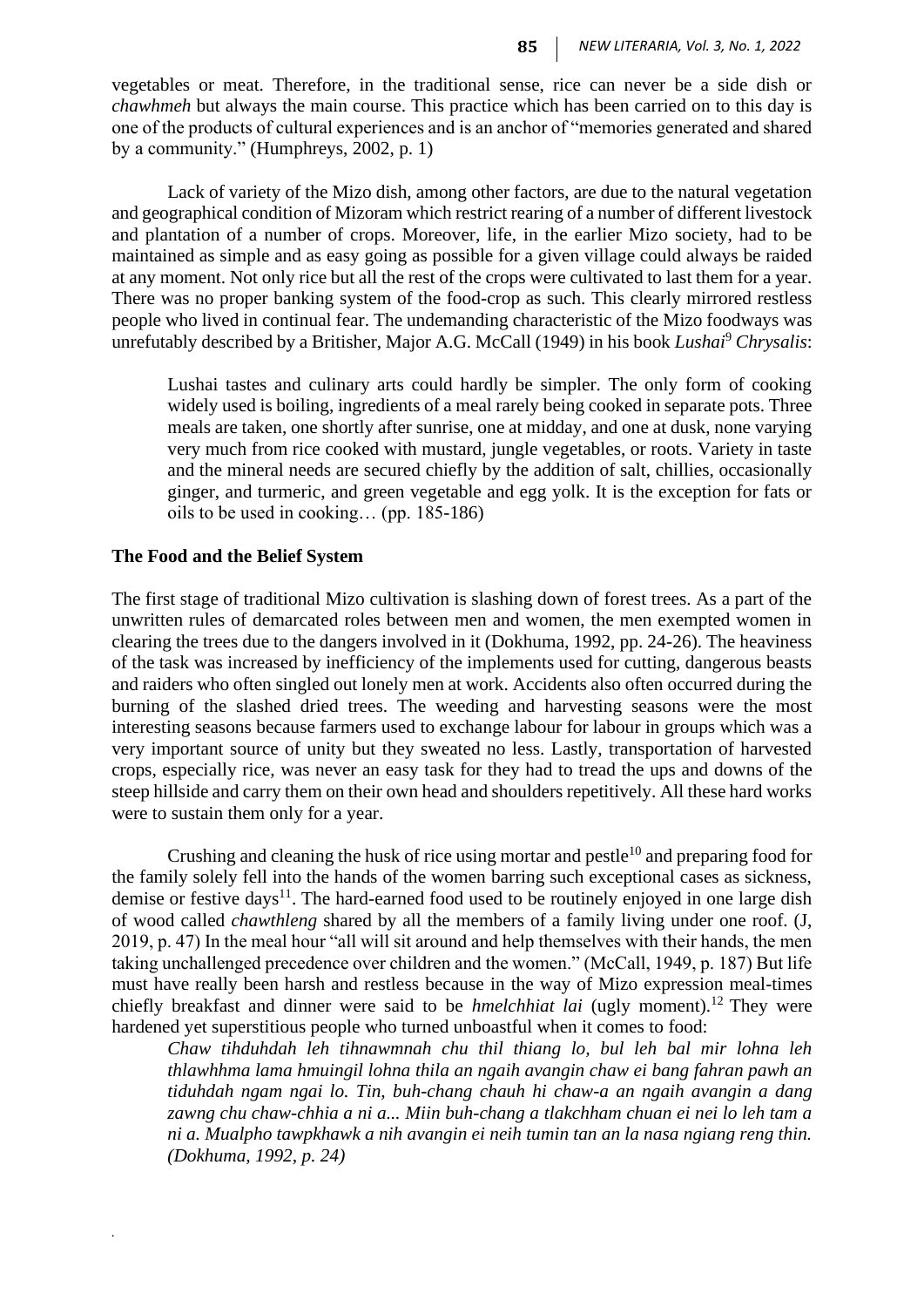vegetables or meat. Therefore, in the traditional sense, rice can never be a side dish or *chawhmeh* but always the main course. This practice which has been carried on to this day is one of the products of cultural experiences and is an anchor of "memories generated and shared by a community." (Humphreys, 2002, p. 1)

Lack of variety of the Mizo dish, among other factors, are due to the natural vegetation and geographical condition of Mizoram which restrict rearing of a number of different livestock and plantation of a number of crops. Moreover, life, in the earlier Mizo society, had to be maintained as simple and as easy going as possible for a given village could always be raided at any moment. Not only rice but all the rest of the crops were cultivated to last them for a year. There was no proper banking system of the food-crop as such. This clearly mirrored restless people who lived in continual fear. The undemanding characteristic of the Mizo foodways was unrefutably described by a Britisher, Major A.G. McCall (1949) in his book *Lushai*[9] *Chrysalis*:

> Lushai tastes and culinary arts could hardly be simpler. The only form of cooking widely used is boiling, ingredients of a meal rarely being cooked in separate pots. Three meals are taken, one shortly after sunrise, one at midday, and one at dusk, none varying very much from rice cooked with mustard, jungle vegetables, or roots. Variety in taste and the mineral needs are secured chiefly by the addition of salt, chillies, occasionally ginger, and turmeric, and green vegetable and egg yolk. It is the exception for fats or oils to be used in cooking… (pp. 185-186)

**The Food and the Belief System**

The first stage of traditional Mizo cultivation is slashing down of forest trees. As a part of the unwritten rules of demarcated roles between men and women, the men exempted women in clearing the trees due to the dangers involved in it (Dokhuma, 1992, pp. 24-26). The heaviness of the task was increased by inefficiency of the implements used for cutting, dangerous beasts and raiders who often singled out lonely men at work. Accidents also often occurred during the burning of the slashed dried trees. The weeding and harvesting seasons were the most interesting seasons because farmers used to exchange labour for labour in groups which was a very important source of unity but they sweated no less. Lastly, transportation of harvested crops, especially rice, was never an easy task for they had to tread the ups and downs of the steep hillside and carry them on their own head and shoulders repetitively. All these hard works were to sustain them only for a year.

Crushing and cleaning the husk of rice using mortar and pestle[10] and preparing food for the family solely fell into the hands of the women barring such exceptional cases as sickness, demise or festive days[11]. The hard-earned food used to be routinely enjoyed in one large dish of wood called *chawthleng* shared by all the members of a family living under one roof. (J, 2019, p. 47) In the meal hour "all will sit around and help themselves with their hands, the men taking unchallenged precedence over children and the women." (McCall, 1949, p. 187) But life must have really been harsh and restless because in the way of Mizo expression meal-times chiefly breakfast and dinner were said to be *hmelchhiat lai* (ugly moment).[12] They were hardened yet superstitious people who turned unboastful when it comes to food:

> *Chaw tihduhdah leh tihnawmnah chu thil thiang lo, bul leh bal mir lohna leh thlawhhma lama hmuingil lohna thila an ngaih avangin chaw ei bang fahran pawh an tiduhdah ngam ngai lo. Tin, buh-chang chauh hi chaw-a an ngaih avangin a dang zawng chu chaw-chhia a ni a... Miin buh-chang a tlakchham chuan ei nei lo leh tam a ni a. Mualpho tawpkhawk a nih avangin ei neih tumin tan an la nasa ngiang reng thin. (Dokhuma, 1992, p. 24)*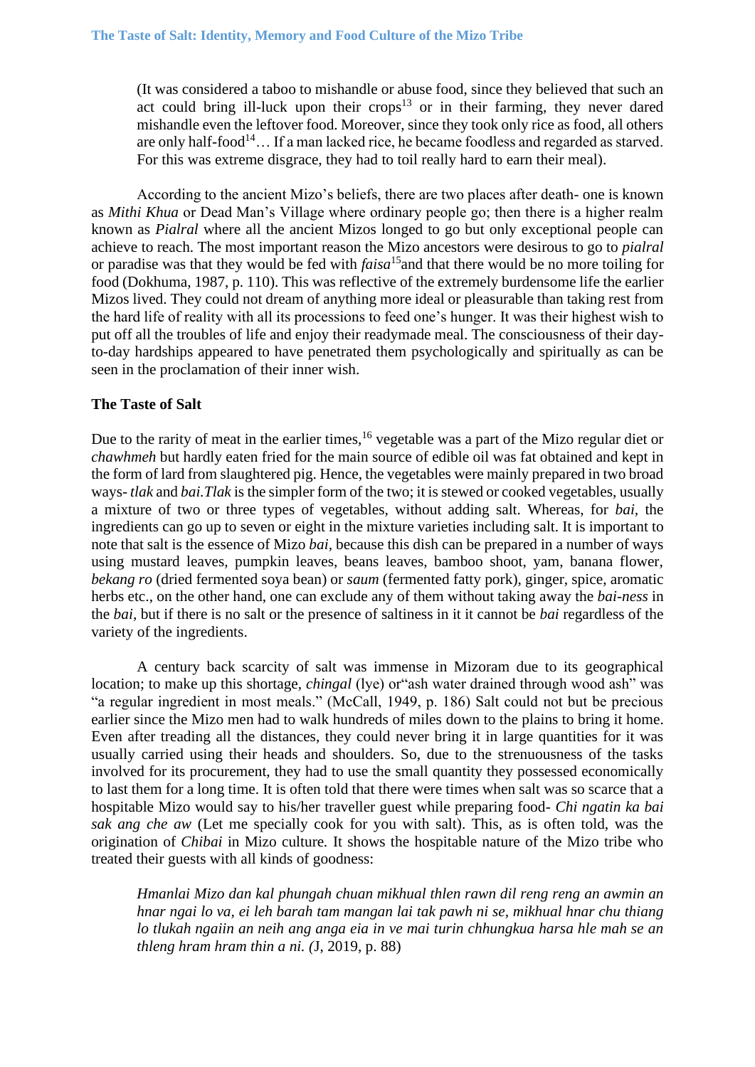(It was considered a taboo to mishandle or abuse food, since they believed that such an act could bring ill-luck upon their crops[13] or in their farming, they never dared mishandle even the leftover food. Moreover, since they took only rice as food, all others are only half-food[14]… If a man lacked rice, he became foodless and regarded as starved. For this was extreme disgrace, they had to toil really hard to earn their meal).

According to the ancient Mizo's beliefs, there are two places after death- one is known as *Mithi Khua* or Dead Man's Village where ordinary people go; then there is a higher realm known as *Pialral* where all the ancient Mizos longed to go but only exceptional people can achieve to reach. The most important reason the Mizo ancestors were desirous to go to *pialral* or paradise was that they would be fed with *faisa*[15]and that there would be no more toiling for food (Dokhuma, 1987, p. 110). This was reflective of the extremely burdensome life the earlier Mizos lived. They could not dream of anything more ideal or pleasurable than taking rest from the hard life of reality with all its processions to feed one's hunger. It was their highest wish to put off all the troubles of life and enjoy their readymade meal. The consciousness of their day-to-day hardships appeared to have penetrated them psychologically and spiritually as can be seen in the proclamation of their inner wish.

## The Taste of Salt

Due to the rarity of meat in the earlier times,[16] vegetable was a part of the Mizo regular diet or *chawhmeh* but hardly eaten fried for the main source of edible oil was fat obtained and kept in the form of lard from slaughtered pig. Hence, the vegetables were mainly prepared in two broad ways- *tlak* and *bai.Tlak* is the simpler form of the two; it is stewed or cooked vegetables, usually a mixture of two or three types of vegetables, without adding salt. Whereas, for *bai*, the ingredients can go up to seven or eight in the mixture varieties including salt. It is important to note that salt is the essence of Mizo *bai*, because this dish can be prepared in a number of ways using mustard leaves, pumpkin leaves, beans leaves, bamboo shoot, yam, banana flower, *bekang ro* (dried fermented soya bean) or *saum* (fermented fatty pork), ginger, spice, aromatic herbs etc., on the other hand, one can exclude any of them without taking away the *bai-ness* in the *bai*, but if there is no salt or the presence of saltiness in it it cannot be *bai* regardless of the variety of the ingredients.

A century back scarcity of salt was immense in Mizoram due to its geographical location; to make up this shortage, *chingal* (lye) or"ash water drained through wood ash" was "a regular ingredient in most meals." (McCall, 1949, p. 186) Salt could not but be precious earlier since the Mizo men had to walk hundreds of miles down to the plains to bring it home. Even after treading all the distances, they could never bring it in large quantities for it was usually carried using their heads and shoulders. So, due to the strenuousness of the tasks involved for its procurement, they had to use the small quantity they possessed economically to last them for a long time. It is often told that there were times when salt was so scarce that a hospitable Mizo would say to his/her traveller guest while preparing food- *Chi ngatin ka bai sak ang che aw* (Let me specially cook for you with salt). This, as is often told, was the origination of *Chibai* in Mizo culture. It shows the hospitable nature of the Mizo tribe who treated their guests with all kinds of goodness:

> *Hmanlai Mizo dan kal phungah chuan mikhual thlen rawn dil reng reng an awmin an hnar ngai lo va, ei leh barah tam mangan lai tak pawh ni se, mikhual hnar chu thiang lo tlukah ngaiin an neih ang anga eia in ve mai turin chhungkua harsa hle mah se an thleng hram hram thin a ni. (*J, 2019, p. 88)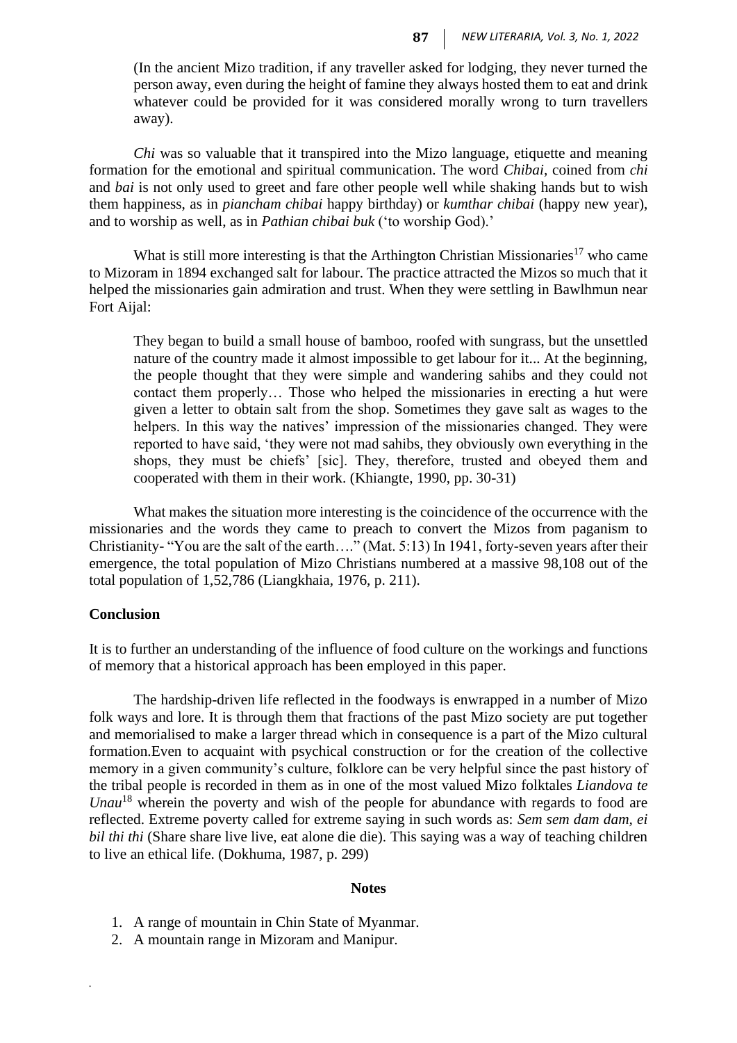(In the ancient Mizo tradition, if any traveller asked for lodging, they never turned the person away, even during the height of famine they always hosted them to eat and drink whatever could be provided for it was considered morally wrong to turn travellers away).

*Chi* was so valuable that it transpired into the Mizo language, etiquette and meaning formation for the emotional and spiritual communication. The word *Chibai*, coined from *chi* and *bai* is not only used to greet and fare other people well while shaking hands but to wish them happiness, as in *piancham chibai* happy birthday) or *kumthar chibai* (happy new year), and to worship as well, as in *Pathian chibai buk* ('to worship God).'

What is still more interesting is that the Arthington Christian Missionaries[17] who came to Mizoram in 1894 exchanged salt for labour. The practice attracted the Mizos so much that it helped the missionaries gain admiration and trust. When they were settling in Bawlhmun near Fort Aijal:

> They began to build a small house of bamboo, roofed with sungrass, but the unsettled nature of the country made it almost impossible to get labour for it... At the beginning, the people thought that they were simple and wandering sahibs and they could not contact them properly… Those who helped the missionaries in erecting a hut were given a letter to obtain salt from the shop. Sometimes they gave salt as wages to the helpers. In this way the natives' impression of the missionaries changed. They were reported to have said, 'they were not mad sahibs, they obviously own everything in the shops, they must be chiefs' [sic]. They, therefore, trusted and obeyed them and cooperated with them in their work. (Khiangte, 1990, pp. 30-31)

What makes the situation more interesting is the coincidence of the occurrence with the missionaries and the words they came to preach to convert the Mizos from paganism to Christianity- "You are the salt of the earth…." (Mat. 5:13) In 1941, forty-seven years after their emergence, the total population of Mizo Christians numbered at a massive 98,108 out of the total population of 1,52,786 (Liangkhaia, 1976, p. 211).

## Conclusion

It is to further an understanding of the influence of food culture on the workings and functions of memory that a historical approach has been employed in this paper.

The hardship-driven life reflected in the foodways is enwrapped in a number of Mizo folk ways and lore. It is through them that fractions of the past Mizo society are put together and memorialised to make a larger thread which in consequence is a part of the Mizo cultural formation.Even to acquaint with psychical construction or for the creation of the collective memory in a given community's culture, folklore can be very helpful since the past history of the tribal people is recorded in them as in one of the most valued Mizo folktales *Liandova te Unau*[18] wherein the poverty and wish of the people for abundance with regards to food are reflected. Extreme poverty called for extreme saying in such words as: *Sem sem dam dam, ei bil thi thi* (Share share live live, eat alone die die). This saying was a way of teaching children to live an ethical life. (Dokhuma, 1987, p. 299)

### Notes

1. A range of mountain in Chin State of Myanmar.
2. A mountain range in Mizoram and Manipur.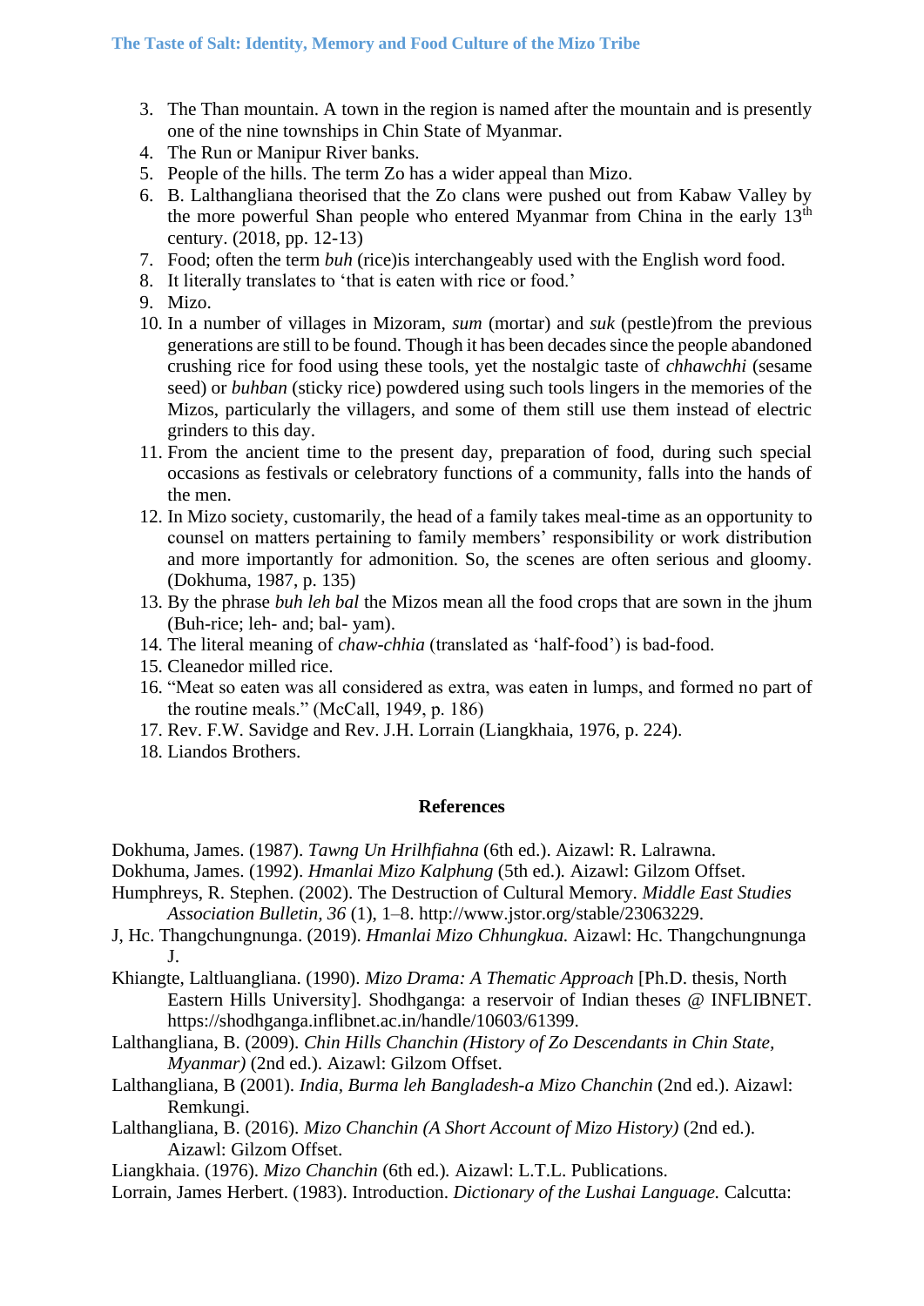3. The Than mountain. A town in the region is named after the mountain and is presently one of the nine townships in Chin State of Myanmar.
4. The Run or Manipur River banks.
5. People of the hills. The term Zo has a wider appeal than Mizo.
6. B. Lalthangliana theorised that the Zo clans were pushed out from Kabaw Valley by the more powerful Shan people who entered Myanmar from China in the early 13th century. (2018, pp. 12-13)
7. Food; often the term *buh* (rice)is interchangeably used with the English word food.
8. It literally translates to 'that is eaten with rice or food.'
9. Mizo.
10. In a number of villages in Mizoram, *sum* (mortar) and *suk* (pestle)from the previous generations are still to be found. Though it has been decades since the people abandoned crushing rice for food using these tools, yet the nostalgic taste of *chhawchhi* (sesame seed) or *buhban* (sticky rice) powdered using such tools lingers in the memories of the Mizos, particularly the villagers, and some of them still use them instead of electric grinders to this day.
11. From the ancient time to the present day, preparation of food, during such special occasions as festivals or celebratory functions of a community, falls into the hands of the men.
12. In Mizo society, customarily, the head of a family takes meal-time as an opportunity to counsel on matters pertaining to family members' responsibility or work distribution and more importantly for admonition. So, the scenes are often serious and gloomy. (Dokhuma, 1987, p. 135)
13. By the phrase *buh leh bal* the Mizos mean all the food crops that are sown in the jhum (Buh-rice; leh- and; bal- yam).
14. The literal meaning of *chaw-chhia* (translated as 'half-food') is bad-food.
15. Cleanedor milled rice.
16. "Meat so eaten was all considered as extra, was eaten in lumps, and formed no part of the routine meals." (McCall, 1949, p. 186)
17. Rev. F.W. Savidge and Rev. J.H. Lorrain (Liangkhaia, 1976, p. 224).
18. Liandos Brothers.

## References

Dokhuma, James. (1987). *Tawng Un Hrilhfiahna* (6th ed.). Aizawl: R. Lalrawna.

Dokhuma, James. (1992). *Hmanlai Mizo Kalphung* (5th ed.). Aizawl: Gilzom Offset.

Humphreys, R. Stephen. (2002). The Destruction of Cultural Memory. *Middle East Studies Association Bulletin, 36* (1), 1–8. http://www.jstor.org/stable/23063229.

J, Hc. Thangchungnunga. (2019). *Hmanlai Mizo Chhungkua.* Aizawl: Hc. Thangchungnunga J.

Khiangte, Laltluangliana. (1990). *Mizo Drama: A Thematic Approach* [Ph.D. thesis, North Eastern Hills University]. Shodhganga: a reservoir of Indian theses @ INFLIBNET. https://shodhganga.inflibnet.ac.in/handle/10603/61399.

Lalthangliana, B. (2009). *Chin Hills Chanchin (History of Zo Descendants in Chin State, Myanmar)* (2nd ed.). Aizawl: Gilzom Offset.

Lalthangliana, B (2001). *India, Burma leh Bangladesh-a Mizo Chanchin* (2nd ed.). Aizawl: Remkungi.

Lalthangliana, B. (2016). *Mizo Chanchin (A Short Account of Mizo History)* (2nd ed.). Aizawl: Gilzom Offset.

Liangkhaia. (1976). *Mizo Chanchin* (6th ed.). Aizawl: L.T.L. Publications.

Lorrain, James Herbert. (1983). Introduction. *Dictionary of the Lushai Language.* Calcutta: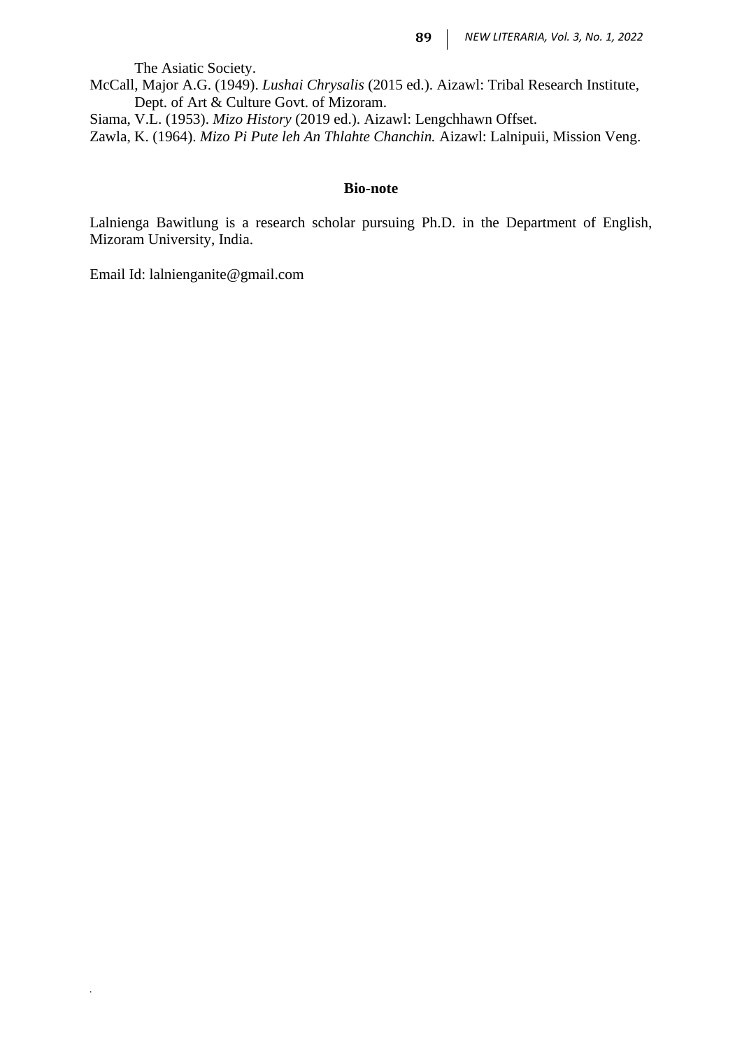The Asiatic Society.

McCall, Major A.G. (1949). *Lushai Chrysalis* (2015 ed.). Aizawl: Tribal Research Institute, Dept. of Art & Culture Govt. of Mizoram.

Siama, V.L. (1953). *Mizo History* (2019 ed.). Aizawl: Lengchhawn Offset.

Zawla, K. (1964). *Mizo Pi Pute leh An Thlahte Chanchin.* Aizawl: Lalnipuii, Mission Veng.

**Bio-note**

Lalnienga Bawitlung is a research scholar pursuing Ph.D. in the Department of English, Mizoram University, India.

Email Id: lalnienganite@gmail.com